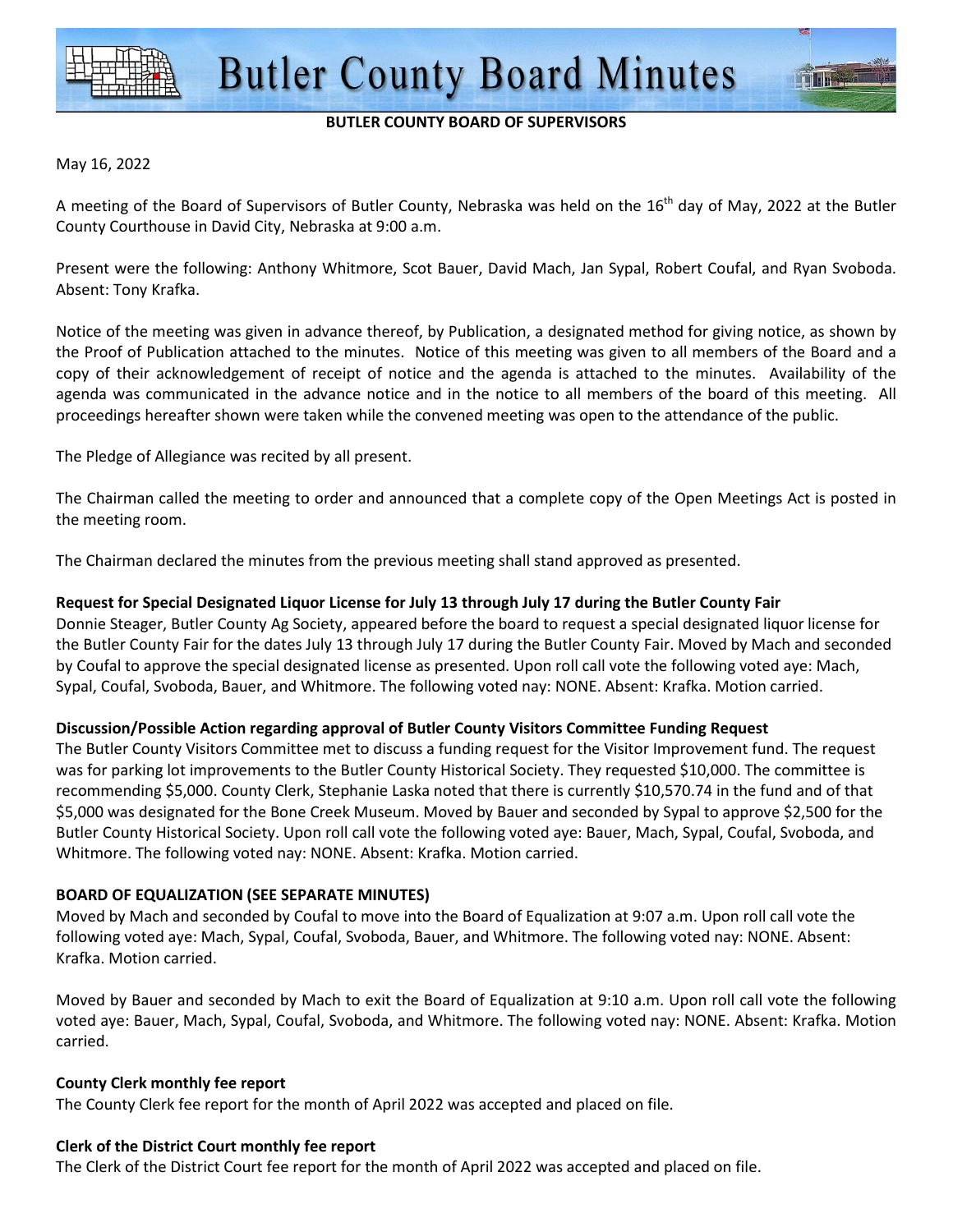# Butler County Board Minutes

**BUTLER COUNTY BOARD OF SUPERVISORS**

May 16, 2022

A meeting of the Board of Supervisors of Butler County, Nebraska was held on the 16th day of May, 2022 at the Butler County Courthouse in David City, Nebraska at 9:00 a.m.

Present were the following: Anthony Whitmore, Scot Bauer, David Mach, Jan Sypal, Robert Coufal, and Ryan Svoboda. Absent: Tony Krafka.

Notice of the meeting was given in advance thereof, by Publication, a designated method for giving notice, as shown by the Proof of Publication attached to the minutes. Notice of this meeting was given to all members of the Board and a copy of their acknowledgement of receipt of notice and the agenda is attached to the minutes. Availability of the agenda was communicated in the advance notice and in the notice to all members of the board of this meeting. All proceedings hereafter shown were taken while the convened meeting was open to the attendance of the public.

The Pledge of Allegiance was recited by all present.

The Chairman called the meeting to order and announced that a complete copy of the Open Meetings Act is posted in the meeting room.

The Chairman declared the minutes from the previous meeting shall stand approved as presented.

**Request for Special Designated Liquor License for July 13 through July 17 during the Butler County Fair**
Donnie Steager, Butler County Ag Society, appeared before the board to request a special designated liquor license for the Butler County Fair for the dates July 13 through July 17 during the Butler County Fair. Moved by Mach and seconded by Coufal to approve the special designated license as presented. Upon roll call vote the following voted aye: Mach, Sypal, Coufal, Svoboda, Bauer, and Whitmore. The following voted nay: NONE. Absent: Krafka. Motion carried.

**Discussion/Possible Action regarding approval of Butler County Visitors Committee Funding Request**
The Butler County Visitors Committee met to discuss a funding request for the Visitor Improvement fund. The request was for parking lot improvements to the Butler County Historical Society. They requested $10,000. The committee is recommending $5,000. County Clerk, Stephanie Laska noted that there is currently $10,570.74 in the fund and of that $5,000 was designated for the Bone Creek Museum. Moved by Bauer and seconded by Sypal to approve $2,500 for the Butler County Historical Society. Upon roll call vote the following voted aye: Bauer, Mach, Sypal, Coufal, Svoboda, and Whitmore. The following voted nay: NONE. Absent: Krafka. Motion carried.

**BOARD OF EQUALIZATION (SEE SEPARATE MINUTES)**
Moved by Mach and seconded by Coufal to move into the Board of Equalization at 9:07 a.m. Upon roll call vote the following voted aye: Mach, Sypal, Coufal, Svoboda, Bauer, and Whitmore. The following voted nay: NONE. Absent: Krafka. Motion carried.

Moved by Bauer and seconded by Mach to exit the Board of Equalization at 9:10 a.m. Upon roll call vote the following voted aye: Bauer, Mach, Sypal, Coufal, Svoboda, and Whitmore. The following voted nay: NONE. Absent: Krafka. Motion carried.

**County Clerk monthly fee report**
The County Clerk fee report for the month of April 2022 was accepted and placed on file.

**Clerk of the District Court monthly fee report**
The Clerk of the District Court fee report for the month of April 2022 was accepted and placed on file.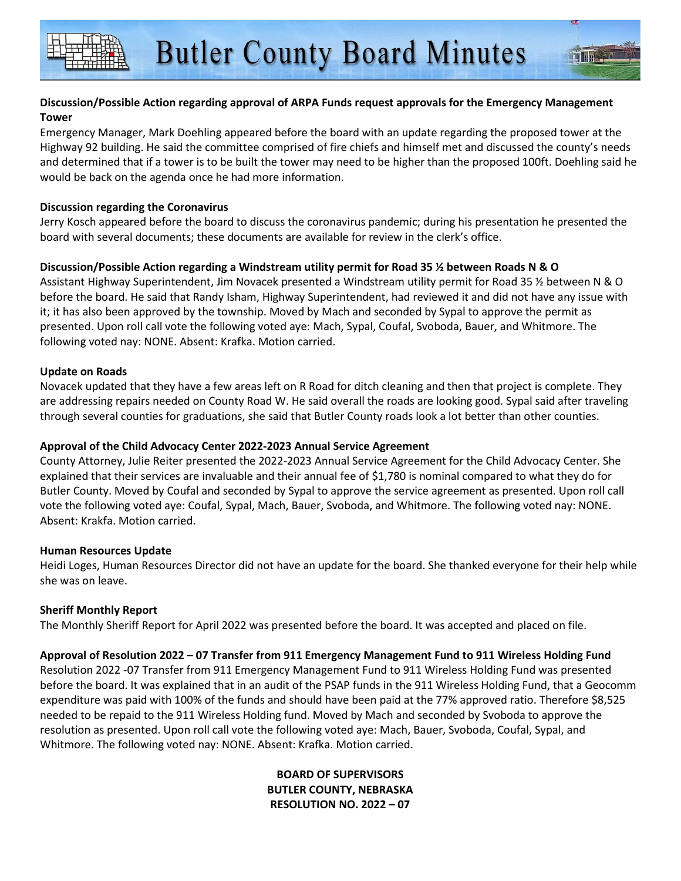**Discussion/Possible Action regarding approval of ARPA Funds request approvals for the Emergency Management Tower**

Emergency Manager, Mark Doehling appeared before the board with an update regarding the proposed tower at the Highway 92 building. He said the committee comprised of fire chiefs and himself met and discussed the county's needs and determined that if a tower is to be built the tower may need to be higher than the proposed 100ft. Doehling said he would be back on the agenda once he had more information.

**Discussion regarding the Coronavirus**

Jerry Kosch appeared before the board to discuss the coronavirus pandemic; during his presentation he presented the board with several documents; these documents are available for review in the clerk's office.

**Discussion/Possible Action regarding a Windstream utility permit for Road 35 ½ between Roads N & O**

Assistant Highway Superintendent, Jim Novacek presented a Windstream utility permit for Road 35 ½ between N & O before the board. He said that Randy Isham, Highway Superintendent, had reviewed it and did not have any issue with it; it has also been approved by the township. Moved by Mach and seconded by Sypal to approve the permit as presented. Upon roll call vote the following voted aye: Mach, Sypal, Coufal, Svoboda, Bauer, and Whitmore. The following voted nay: NONE. Absent: Krafka. Motion carried.

**Update on Roads**

Novacek updated that they have a few areas left on R Road for ditch cleaning and then that project is complete. They are addressing repairs needed on County Road W. He said overall the roads are looking good. Sypal said after traveling through several counties for graduations, she said that Butler County roads look a lot better than other counties.

**Approval of the Child Advocacy Center 2022-2023 Annual Service Agreement**

County Attorney, Julie Reiter presented the 2022-2023 Annual Service Agreement for the Child Advocacy Center. She explained that their services are invaluable and their annual fee of $1,780 is nominal compared to what they do for Butler County. Moved by Coufal and seconded by Sypal to approve the service agreement as presented. Upon roll call vote the following voted aye: Coufal, Sypal, Mach, Bauer, Svoboda, and Whitmore. The following voted nay: NONE. Absent: Krakfa. Motion carried.

**Human Resources Update**

Heidi Loges, Human Resources Director did not have an update for the board. She thanked everyone for their help while she was on leave.

**Sheriff Monthly Report**

The Monthly Sheriff Report for April 2022 was presented before the board. It was accepted and placed on file.

**Approval of Resolution 2022 – 07 Transfer from 911 Emergency Management Fund to 911 Wireless Holding Fund**

Resolution 2022 -07 Transfer from 911 Emergency Management Fund to 911 Wireless Holding Fund was presented before the board. It was explained that in an audit of the PSAP funds in the 911 Wireless Holding Fund, that a Geocomm expenditure was paid with 100% of the funds and should have been paid at the 77% approved ratio. Therefore $8,525 needed to be repaid to the 911 Wireless Holding fund. Moved by Mach and seconded by Svoboda to approve the resolution as presented. Upon roll call vote the following voted aye: Mach, Bauer, Svoboda, Coufal, Sypal, and Whitmore. The following voted nay: NONE. Absent: Krafka. Motion carried.

**BOARD OF SUPERVISORS**
**BUTLER COUNTY, NEBRASKA**
**RESOLUTION NO. 2022 – 07**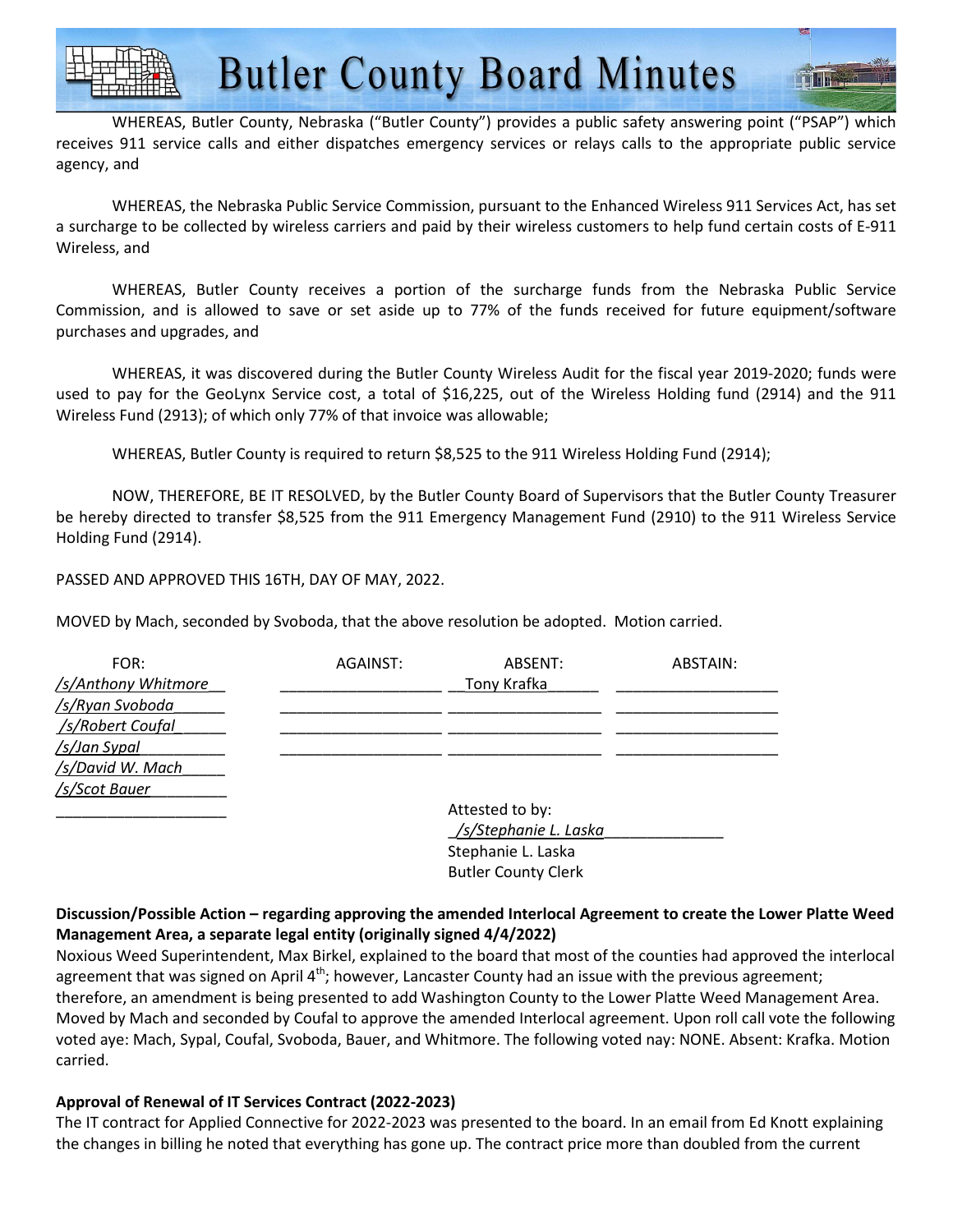WHEREAS, Butler County, Nebraska ("Butler County") provides a public safety answering point ("PSAP") which receives 911 service calls and either dispatches emergency services or relays calls to the appropriate public service agency, and

WHEREAS, the Nebraska Public Service Commission, pursuant to the Enhanced Wireless 911 Services Act, has set a surcharge to be collected by wireless carriers and paid by their wireless customers to help fund certain costs of E-911 Wireless, and

WHEREAS, Butler County receives a portion of the surcharge funds from the Nebraska Public Service Commission, and is allowed to save or set aside up to 77% of the funds received for future equipment/software purchases and upgrades, and

WHEREAS, it was discovered during the Butler County Wireless Audit for the fiscal year 2019-2020; funds were used to pay for the GeoLynx Service cost, a total of $16,225, out of the Wireless Holding fund (2914) and the 911 Wireless Fund (2913); of which only 77% of that invoice was allowable;

WHEREAS, Butler County is required to return $8,525 to the 911 Wireless Holding Fund (2914);

NOW, THEREFORE, BE IT RESOLVED, by the Butler County Board of Supervisors that the Butler County Treasurer be hereby directed to transfer $8,525 from the 911 Emergency Management Fund (2910) to the 911 Wireless Service Holding Fund (2914).

PASSED AND APPROVED THIS 16TH, DAY OF MAY, 2022.

MOVED by Mach, seconded by Svoboda, that the above resolution be adopted. Motion carried.

| FOR: | AGAINST: | ABSENT: | ABSTAIN: |
|---|---|---|---|
| /s/Anthony Whitmore | | Tony Krafka | |
| /s/Ryan Svoboda | | | |
| /s/Robert Coufal | | | |
| /s/Jan Sypal | | | |
| /s/David W. Mach | | | |
| /s/Scot Bauer | | | |

Attested to by:
/s/Stephanie L. Laska
Stephanie L. Laska
Butler County Clerk

**Discussion/Possible Action – regarding approving the amended Interlocal Agreement to create the Lower Platte Weed Management Area, a separate legal entity (originally signed 4/4/2022)**

Noxious Weed Superintendent, Max Birkel, explained to the board that most of the counties had approved the interlocal agreement that was signed on April 4th; however, Lancaster County had an issue with the previous agreement; therefore, an amendment is being presented to add Washington County to the Lower Platte Weed Management Area. Moved by Mach and seconded by Coufal to approve the amended Interlocal agreement. Upon roll call vote the following voted aye: Mach, Sypal, Coufal, Svoboda, Bauer, and Whitmore. The following voted nay: NONE. Absent: Krafka. Motion carried.

**Approval of Renewal of IT Services Contract (2022-2023)**

The IT contract for Applied Connective for 2022-2023 was presented to the board. In an email from Ed Knott explaining the changes in billing he noted that everything has gone up. The contract price more than doubled from the current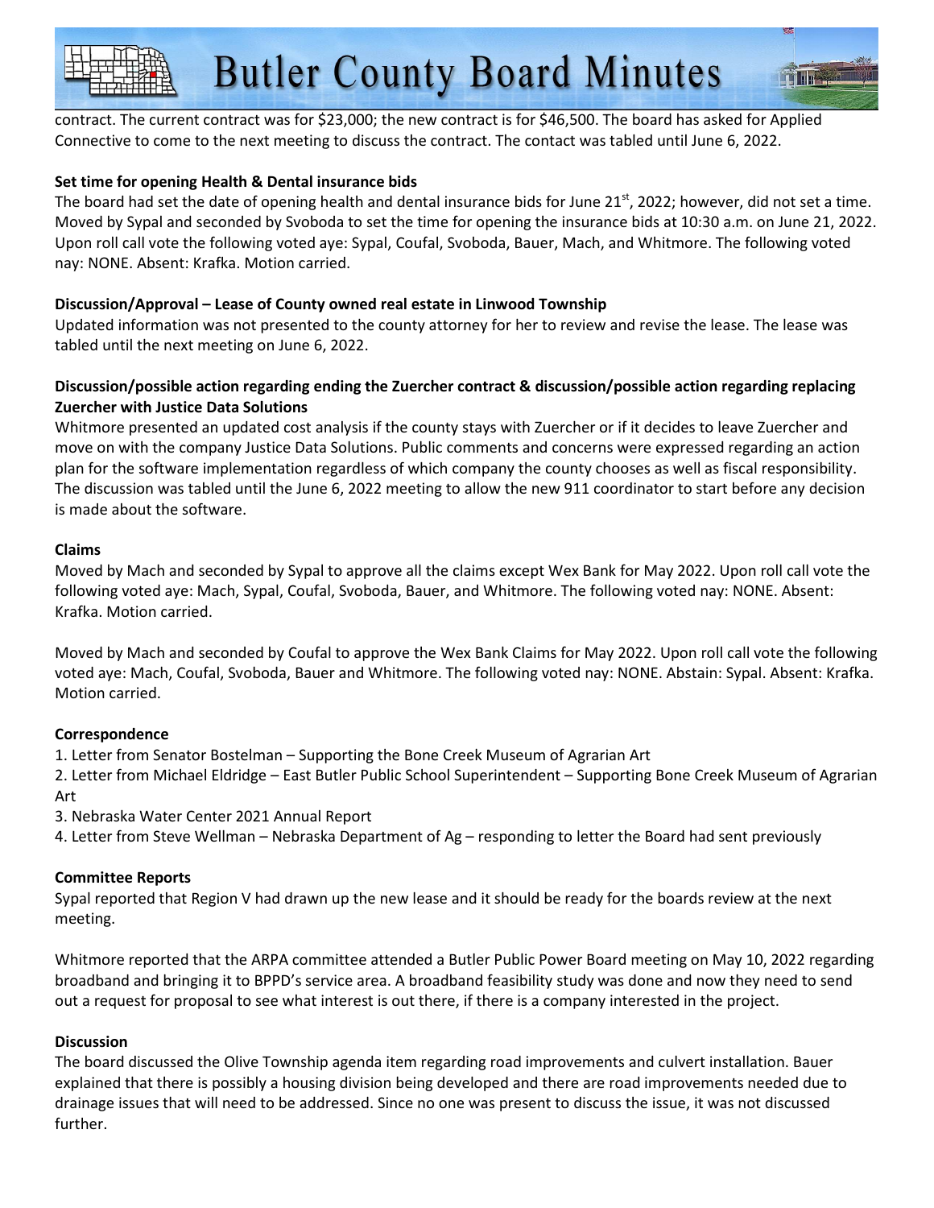contract. The current contract was for $23,000; the new contract is for $46,500. The board has asked for Applied Connective to come to the next meeting to discuss the contract. The contact was tabled until June 6, 2022.

**Set time for opening Health & Dental insurance bids**

The board had set the date of opening health and dental insurance bids for June 21st, 2022; however, did not set a time. Moved by Sypal and seconded by Svoboda to set the time for opening the insurance bids at 10:30 a.m. on June 21, 2022. Upon roll call vote the following voted aye: Sypal, Coufal, Svoboda, Bauer, Mach, and Whitmore. The following voted nay: NONE. Absent: Krafka. Motion carried.

**Discussion/Approval – Lease of County owned real estate in Linwood Township**

Updated information was not presented to the county attorney for her to review and revise the lease. The lease was tabled until the next meeting on June 6, 2022.

**Discussion/possible action regarding ending the Zuercher contract & discussion/possible action regarding replacing Zuercher with Justice Data Solutions**

Whitmore presented an updated cost analysis if the county stays with Zuercher or if it decides to leave Zuercher and move on with the company Justice Data Solutions. Public comments and concerns were expressed regarding an action plan for the software implementation regardless of which company the county chooses as well as fiscal responsibility. The discussion was tabled until the June 6, 2022 meeting to allow the new 911 coordinator to start before any decision is made about the software.

**Claims**

Moved by Mach and seconded by Sypal to approve all the claims except Wex Bank for May 2022. Upon roll call vote the following voted aye: Mach, Sypal, Coufal, Svoboda, Bauer, and Whitmore. The following voted nay: NONE. Absent: Krafka. Motion carried.

Moved by Mach and seconded by Coufal to approve the Wex Bank Claims for May 2022. Upon roll call vote the following voted aye: Mach, Coufal, Svoboda, Bauer and Whitmore. The following voted nay: NONE. Abstain: Sypal. Absent: Krafka. Motion carried.

**Correspondence**

1. Letter from Senator Bostelman – Supporting the Bone Creek Museum of Agrarian Art
2. Letter from Michael Eldridge – East Butler Public School Superintendent – Supporting Bone Creek Museum of Agrarian Art
3. Nebraska Water Center 2021 Annual Report
4. Letter from Steve Wellman – Nebraska Department of Ag – responding to letter the Board had sent previously

**Committee Reports**

Sypal reported that Region V had drawn up the new lease and it should be ready for the boards review at the next meeting.

Whitmore reported that the ARPA committee attended a Butler Public Power Board meeting on May 10, 2022 regarding broadband and bringing it to BPPD's service area. A broadband feasibility study was done and now they need to send out a request for proposal to see what interest is out there, if there is a company interested in the project.

**Discussion**

The board discussed the Olive Township agenda item regarding road improvements and culvert installation. Bauer explained that there is possibly a housing division being developed and there are road improvements needed due to drainage issues that will need to be addressed. Since no one was present to discuss the issue, it was not discussed further.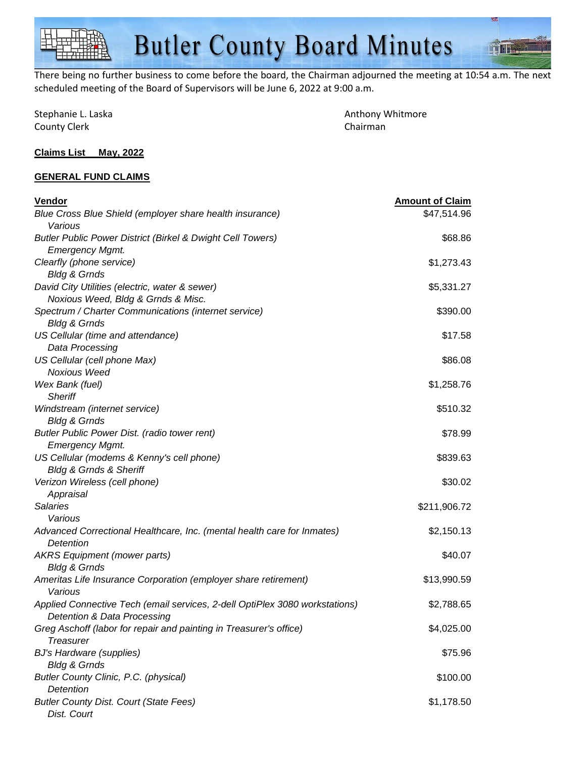There being no further business to come before the board, the Chairman adjourned the meeting at 10:54 a.m. The next scheduled meeting of the Board of Supervisors will be June 6, 2022 at 9:00 a.m.

Stephanie L. Laska
County Clerk

Anthony Whitmore
Chairman

**Claims List    May, 2022**

**GENERAL FUND CLAIMS**

| Vendor | Amount of Claim |
|---|---|
| *Blue Cross Blue Shield (employer share health insurance)*<br>*Various* | $47,514.96 |
| *Butler Public Power District (Birkel & Dwight Cell Towers)*<br>*Emergency Mgmt.* | $68.86 |
| *Clearfly (phone service)*<br>*Bldg & Grnds* | $1,273.43 |
| *David City Utilities (electric, water & sewer)*<br>*Noxious Weed, Bldg & Grnds & Misc.* | $5,331.27 |
| *Spectrum / Charter Communications (internet service)*<br>*Bldg & Grnds* | $390.00 |
| *US Cellular (time and attendance)*<br>*Data Processing* | $17.58 |
| *US Cellular (cell phone Max)*<br>*Noxious Weed* | $86.08 |
| *Wex Bank (fuel)*<br>*Sheriff* | $1,258.76 |
| *Windstream (internet service)*<br>*Bldg & Grnds* | $510.32 |
| *Butler Public Power Dist. (radio tower rent)*<br>*Emergency Mgmt.* | $78.99 |
| *US Cellular (modems & Kenny's cell phone)*<br>*Bldg & Grnds & Sheriff* | $839.63 |
| *Verizon Wireless (cell phone)*<br>*Appraisal* | $30.02 |
| *Salaries*<br>*Various* | $211,906.72 |
| *Advanced Correctional Healthcare, Inc. (mental health care for Inmates)*<br>*Detention* | $2,150.13 |
| *AKRS Equipment (mower parts)*<br>*Bldg & Grnds* | $40.07 |
| *Ameritas Life Insurance Corporation (employer share retirement)*<br>*Various* | $13,990.59 |
| *Applied Connective Tech (email services, 2-dell OptiPlex 3080 workstations)*<br>*Detention & Data Processing* | $2,788.65 |
| *Greg Aschoff (labor for repair and painting in Treasurer's office)*<br>*Treasurer* | $4,025.00 |
| *BJ's Hardware (supplies)*<br>*Bldg & Grnds* | $75.96 |
| *Butler County Clinic, P.C. (physical)*<br>*Detention* | $100.00 |
| *Butler County Dist. Court (State Fees)*<br>*Dist. Court* | $1,178.50 |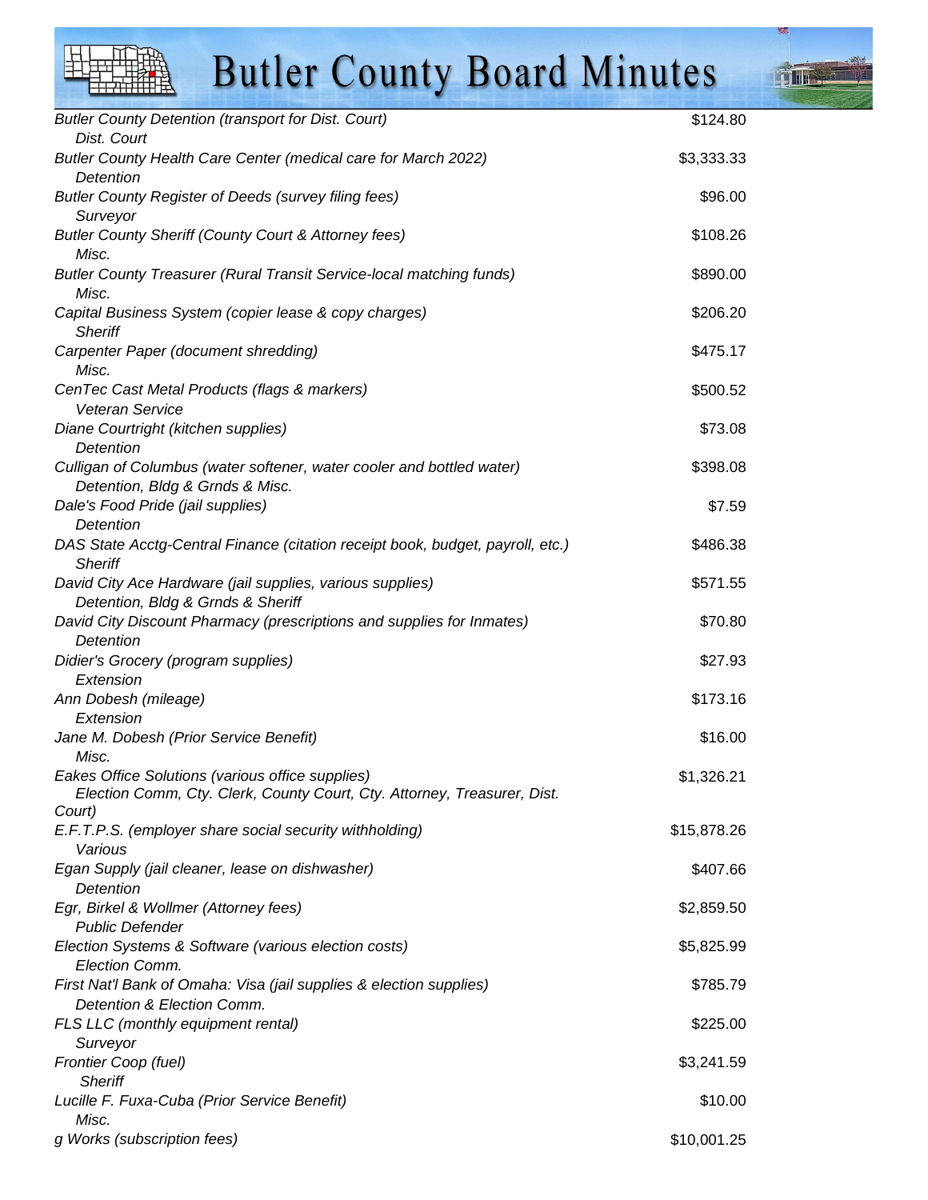*Butler County Detention (transport for Dist. Court)* $124.80
*Dist. Court*

*Butler County Health Care Center (medical care for March 2022)* $3,333.33
*Detention*

*Butler County Register of Deeds (survey filing fees)* $96.00
*Surveyor*

*Butler County Sheriff (County Court & Attorney fees)* $108.26
*Misc.*

*Butler County Treasurer (Rural Transit Service-local matching funds)* $890.00
*Misc.*

*Capital Business System (copier lease & copy charges)* $206.20
*Sheriff*

*Carpenter Paper (document shredding)* $475.17
*Misc.*

*CenTec Cast Metal Products (flags & markers)* $500.52
*Veteran Service*

*Diane Courtright (kitchen supplies)* $73.08
*Detention*

*Culligan of Columbus (water softener, water cooler and bottled water)* $398.08
*Detention, Bldg & Grnds & Misc.*

*Dale's Food Pride (jail supplies)* $7.59
*Detention*

*DAS State Acctg-Central Finance (citation receipt book, budget, payroll, etc.)* $486.38
*Sheriff*

*David City Ace Hardware (jail supplies, various supplies)* $571.55
*Detention, Bldg & Grnds & Sheriff*

*David City Discount Pharmacy (prescriptions and supplies for Inmates)* $70.80
*Detention*

*Didier's Grocery (program supplies)* $27.93
*Extension*

*Ann Dobesh (mileage)* $173.16
*Extension*

*Jane M. Dobesh (Prior Service Benefit)* $16.00
*Misc.*

*Eakes Office Solutions (various office supplies)* $1,326.21
*Election Comm, Cty. Clerk, County Court, Cty. Attorney, Treasurer, Dist. Court)*

*E.F.T.P.S. (employer share social security withholding)* $15,878.26
*Various*

*Egan Supply (jail cleaner, lease on dishwasher)* $407.66
*Detention*

*Egr, Birkel & Wollmer (Attorney fees)* $2,859.50
*Public Defender*

*Election Systems & Software (various election costs)* $5,825.99
*Election Comm.*

*First Nat'l Bank of Omaha: Visa (jail supplies & election supplies)* $785.79
*Detention & Election Comm.*

*FLS LLC (monthly equipment rental)* $225.00
*Surveyor*

*Frontier Coop (fuel)* $3,241.59
*Sheriff*

*Lucille F. Fuxa-Cuba (Prior Service Benefit)* $10.00
*Misc.*

*g Works (subscription fees)* $10,001.25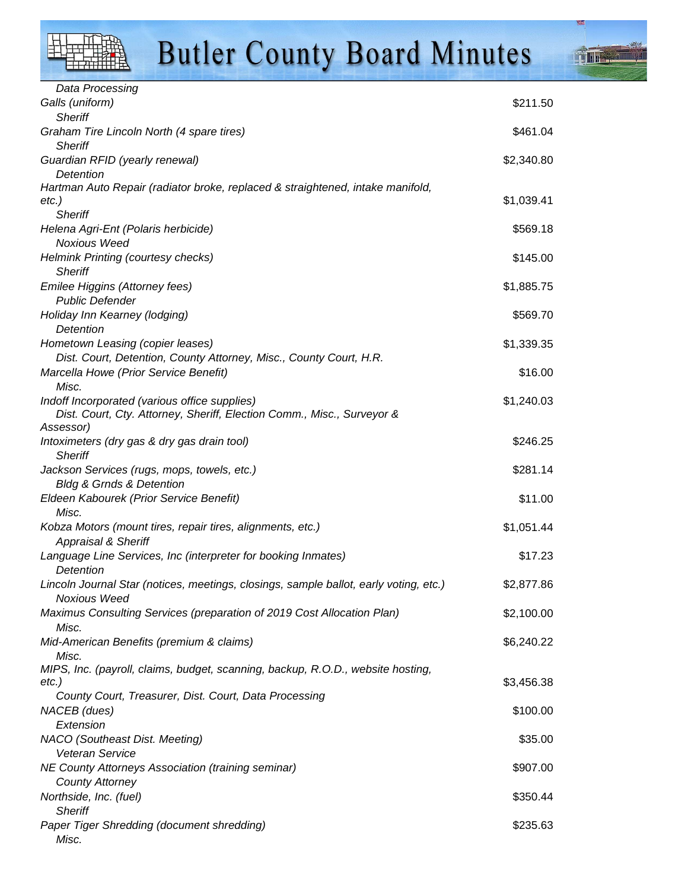*Data Processing*

*Galls (uniform)* $211.50

*Sheriff*

*Graham Tire Lincoln North (4 spare tires)* $461.04

*Sheriff*

*Guardian RFID (yearly renewal)* $2,340.80

*Detention*

*Hartman Auto Repair (radiator broke, replaced & straightened, intake manifold, etc.)* $1,039.41

*Sheriff*

*Helena Agri-Ent (Polaris herbicide)* $569.18

*Noxious Weed*

*Helmink Printing (courtesy checks)* $145.00

*Sheriff*

*Emilee Higgins (Attorney fees)* $1,885.75

*Public Defender*

*Holiday Inn Kearney (lodging)* $569.70

*Detention*

*Hometown Leasing (copier leases)* $1,339.35

*Dist. Court, Detention, County Attorney, Misc., County Court, H.R.*

*Marcella Howe (Prior Service Benefit)* $16.00

*Misc.*

*Indoff Incorporated (various office supplies)* $1,240.03

*Dist. Court, Cty. Attorney, Sheriff, Election Comm., Misc., Surveyor & Assessor)*

*Intoximeters (dry gas & dry gas drain tool)* $246.25

*Sheriff*

*Jackson Services (rugs, mops, towels, etc.)* $281.14

*Bldg & Grnds & Detention*

*Eldeen Kabourek (Prior Service Benefit)* $11.00

*Misc.*

*Kobza Motors (mount tires, repair tires, alignments, etc.)* $1,051.44

*Appraisal & Sheriff*

*Language Line Services, Inc (interpreter for booking Inmates)* $17.23

*Detention*

*Lincoln Journal Star (notices, meetings, closings, sample ballot, early voting, etc.)* $2,877.86

*Noxious Weed*

*Maximus Consulting Services (preparation of 2019 Cost Allocation Plan)* $2,100.00

*Misc.*

*Mid-American Benefits (premium & claims)* $6,240.22

*Misc.*

*MIPS, Inc. (payroll, claims, budget, scanning, backup, R.O.D., website hosting, etc.)* $3,456.38

*County Court, Treasurer, Dist. Court, Data Processing*

*NACEB (dues)* $100.00

*Extension*

*NACO (Southeast Dist. Meeting)* $35.00

*Veteran Service*

*NE County Attorneys Association (training seminar)* $907.00

*County Attorney*

*Northside, Inc. (fuel)* $350.44

*Sheriff*

*Paper Tiger Shredding (document shredding)* $235.63

*Misc.*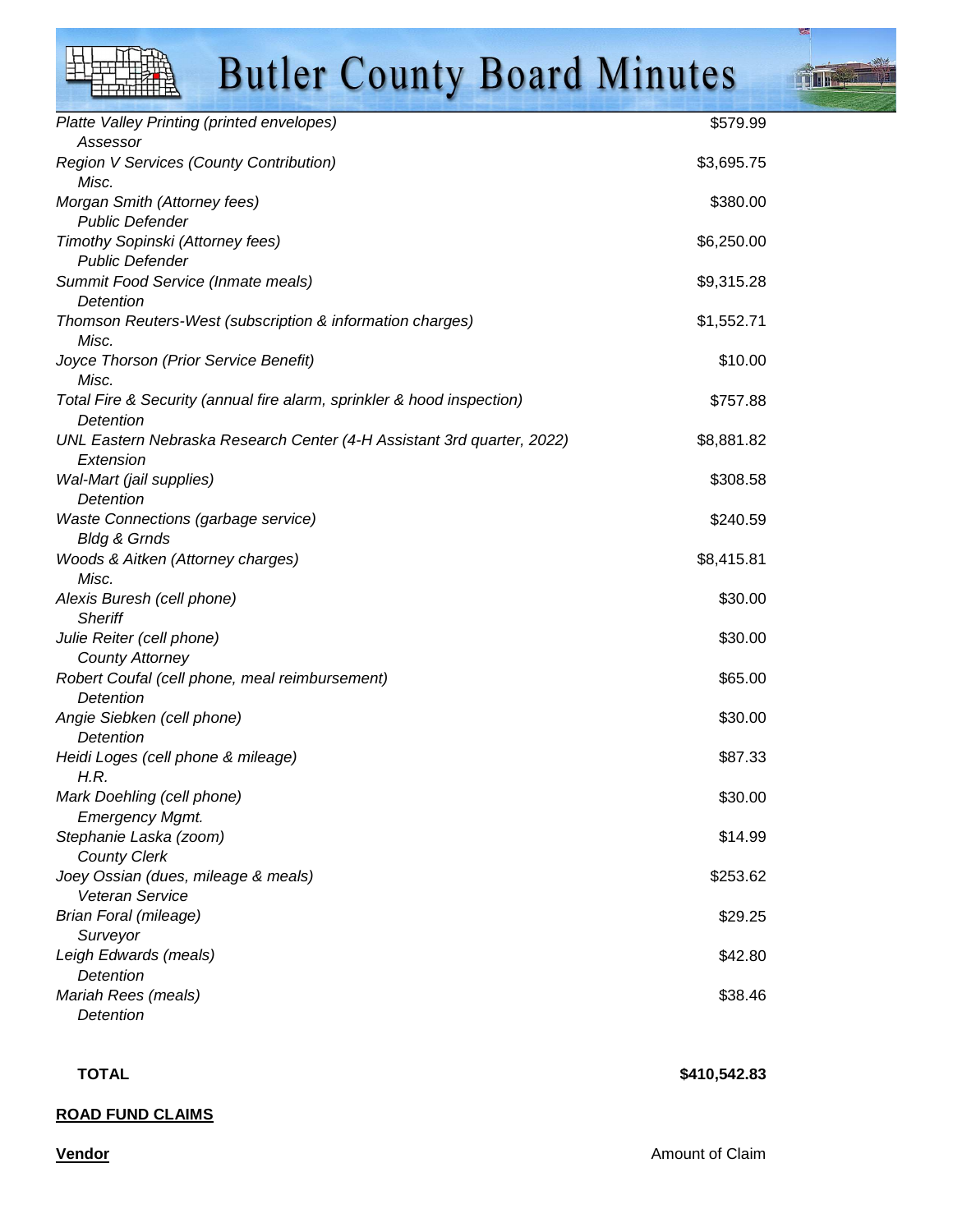| | |
|---|---|
| *Platte Valley Printing (printed envelopes)* | $579.99 |
| *Assessor* | |
| *Region V Services (County Contribution)* | $3,695.75 |
| *Misc.* | |
| *Morgan Smith (Attorney fees)* | $380.00 |
| *Public Defender* | |
| *Timothy Sopinski (Attorney fees)* | $6,250.00 |
| *Public Defender* | |
| *Summit Food Service (Inmate meals)* | $9,315.28 |
| *Detention* | |
| *Thomson Reuters-West (subscription & information charges)* | $1,552.71 |
| *Misc.* | |
| *Joyce Thorson (Prior Service Benefit)* | $10.00 |
| *Misc.* | |
| *Total Fire & Security (annual fire alarm, sprinkler & hood inspection)* | $757.88 |
| *Detention* | |
| *UNL Eastern Nebraska Research Center (4-H Assistant 3rd quarter, 2022)* | $8,881.82 |
| *Extension* | |
| *Wal-Mart (jail supplies)* | $308.58 |
| *Detention* | |
| *Waste Connections (garbage service)* | $240.59 |
| *Bldg & Grnds* | |
| *Woods & Aitken (Attorney charges)* | $8,415.81 |
| *Misc.* | |
| *Alexis Buresh (cell phone)* | $30.00 |
| *Sheriff* | |
| *Julie Reiter (cell phone)* | $30.00 |
| *County Attorney* | |
| *Robert Coufal (cell phone, meal reimbursement)* | $65.00 |
| *Detention* | |
| *Angie Siebken (cell phone)* | $30.00 |
| *Detention* | |
| *Heidi Loges (cell phone & mileage)* | $87.33 |
| *H.R.* | |
| *Mark Doehling (cell phone)* | $30.00 |
| *Emergency Mgmt.* | |
| *Stephanie Laska (zoom)* | $14.99 |
| *County Clerk* | |
| *Joey Ossian (dues, mileage & meals)* | $253.62 |
| *Veteran Service* | |
| *Brian Foral (mileage)* | $29.25 |
| *Surveyor* | |
| *Leigh Edwards (meals)* | $42.80 |
| *Detention* | |
| *Mariah Rees (meals)* | $38.46 |
| *Detention* | |
| **TOTAL** | **$410,542.83** |

**ROAD FUND CLAIMS**

| **Vendor** | Amount of Claim |
|---|---|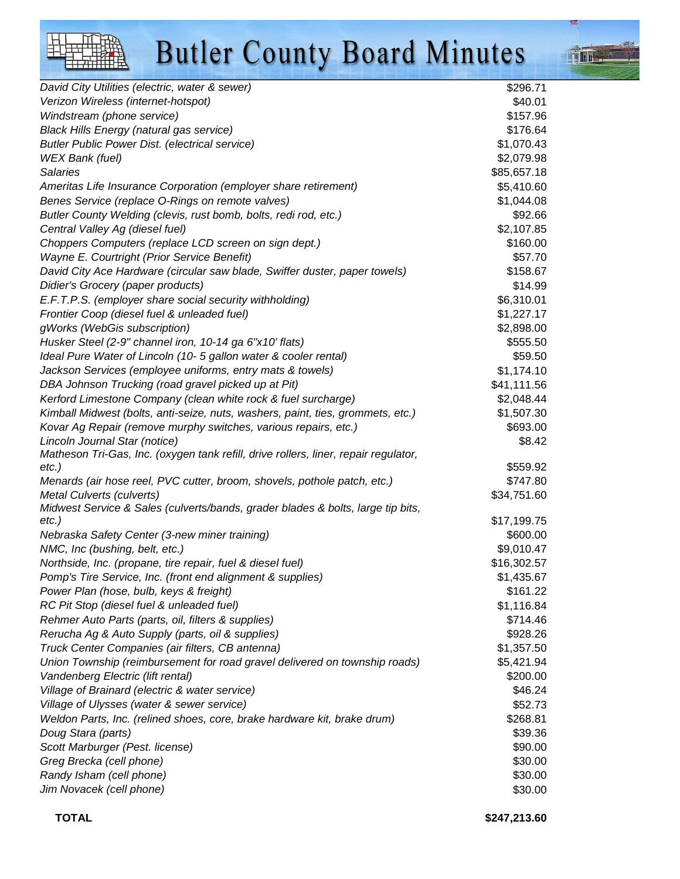| | |
|---|---|
| *David City Utilities (electric, water & sewer)* | $296.71 |
| *Verizon Wireless (internet-hotspot)* | $40.01 |
| *Windstream (phone service)* | $157.96 |
| *Black Hills Energy (natural gas service)* | $176.64 |
| *Butler Public Power Dist. (electrical service)* | $1,070.43 |
| *WEX Bank (fuel)* | $2,079.98 |
| *Salaries* | $85,657.18 |
| *Ameritas Life Insurance Corporation (employer share retirement)* | $5,410.60 |
| *Benes Service (replace O-Rings on remote valves)* | $1,044.08 |
| *Butler County Welding (clevis, rust bomb, bolts, redi rod, etc.)* | $92.66 |
| *Central Valley Ag (diesel fuel)* | $2,107.85 |
| *Choppers Computers (replace LCD screen on sign dept.)* | $160.00 |
| *Wayne E. Courtright (Prior Service Benefit)* | $57.70 |
| *David City Ace Hardware (circular saw blade, Swiffer duster, paper towels)* | $158.67 |
| *Didier's Grocery (paper products)* | $14.99 |
| *E.F.T.P.S. (employer share social security withholding)* | $6,310.01 |
| *Frontier Coop (diesel fuel & unleaded fuel)* | $1,227.17 |
| *gWorks (WebGis subscription)* | $2,898.00 |
| *Husker Steel (2-9" channel iron, 10-14 ga 6"x10' flats)* | $555.50 |
| *Ideal Pure Water of Lincoln (10- 5 gallon water & cooler rental)* | $59.50 |
| *Jackson Services (employee uniforms, entry mats & towels)* | $1,174.10 |
| *DBA Johnson Trucking (road gravel picked up at Pit)* | $41,111.56 |
| *Kerford Limestone Company (clean white rock & fuel surcharge)* | $2,048.44 |
| *Kimball Midwest (bolts, anti-seize, nuts, washers, paint, ties, grommets, etc.)* | $1,507.30 |
| *Kovar Ag Repair (remove murphy switches, various repairs, etc.)* | $693.00 |
| *Lincoln Journal Star (notice)* | $8.42 |
| *Matheson Tri-Gas, Inc. (oxygen tank refill, drive rollers, liner, repair regulator, etc.)* | $559.92 |
| *Menards (air hose reel, PVC cutter, broom, shovels, pothole patch, etc.)* | $747.80 |
| *Metal Culverts (culverts)* | $34,751.60 |
| *Midwest Service & Sales (culverts/bands, grader blades & bolts, large tip bits, etc.)* | $17,199.75 |
| *Nebraska Safety Center (3-new miner training)* | $600.00 |
| *NMC, Inc (bushing, belt, etc.)* | $9,010.47 |
| *Northside, Inc. (propane, tire repair, fuel & diesel fuel)* | $16,302.57 |
| *Pomp's Tire Service, Inc. (front end alignment & supplies)* | $1,435.67 |
| *Power Plan (hose, bulb, keys & freight)* | $161.22 |
| *RC Pit Stop (diesel fuel & unleaded fuel)* | $1,116.84 |
| *Rehmer Auto Parts (parts, oil, filters & supplies)* | $714.46 |
| *Rerucha Ag & Auto Supply (parts, oil & supplies)* | $928.26 |
| *Truck Center Companies (air filters, CB antenna)* | $1,357.50 |
| *Union Township (reimbursement for road gravel delivered on township roads)* | $5,421.94 |
| *Vandenberg Electric (lift rental)* | $200.00 |
| *Village of Brainard (electric & water service)* | $46.24 |
| *Village of Ulysses (water & sewer service)* | $52.73 |
| *Weldon Parts, Inc. (relined shoes, core, brake hardware kit, brake drum)* | $268.81 |
| *Doug Stara (parts)* | $39.36 |
| *Scott Marburger (Pest. license)* | $90.00 |
| *Greg Brecka (cell phone)* | $30.00 |
| *Randy Isham (cell phone)* | $30.00 |
| *Jim Novacek (cell phone)* | $30.00 |
| **TOTAL** | **$247,213.60** |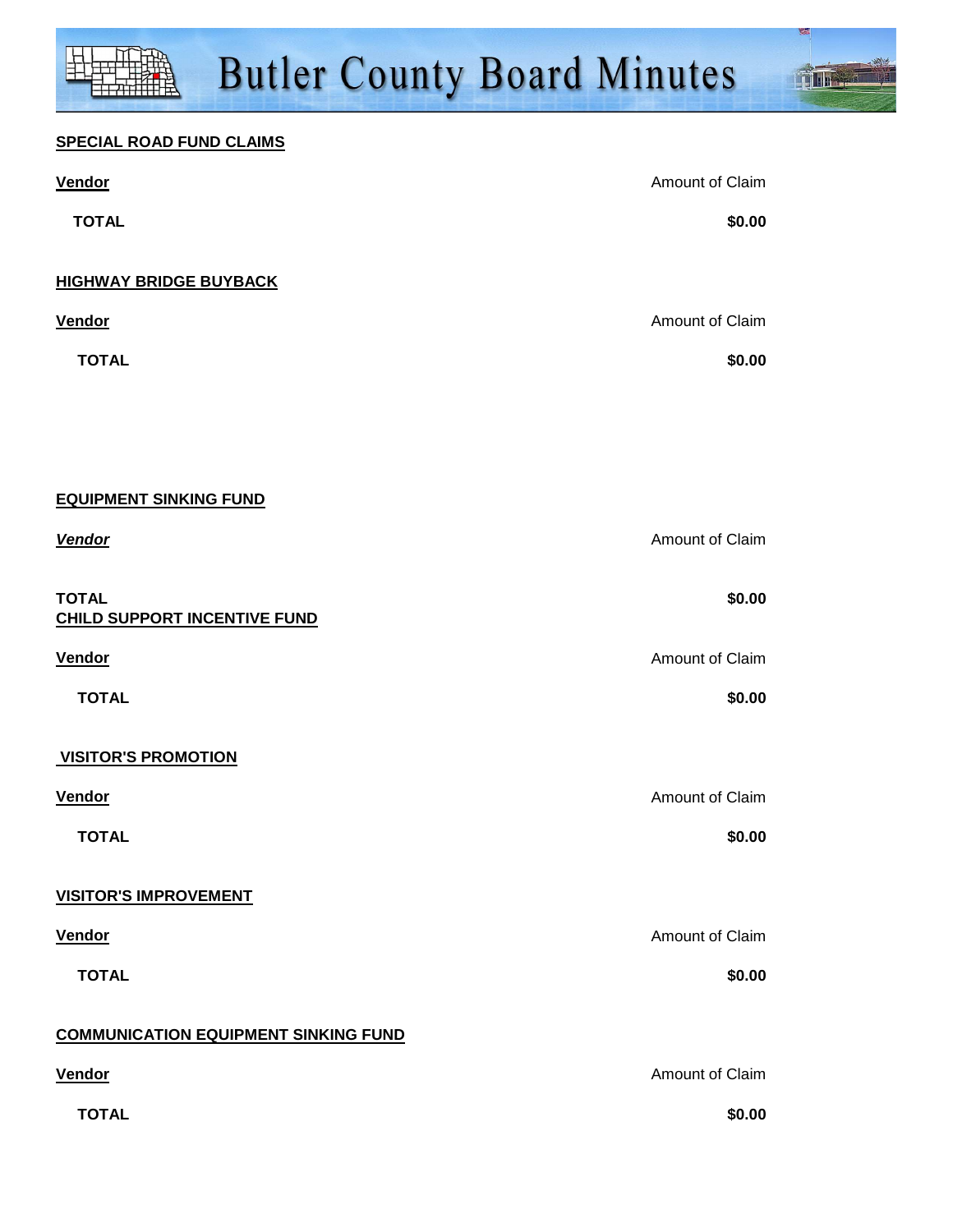**SPECIAL ROAD FUND CLAIMS**

| Vendor | Amount of Claim |
|---|---|
| **TOTAL** | **$0.00** |

**HIGHWAY BRIDGE BUYBACK**

| Vendor | Amount of Claim |
|---|---|
| **TOTAL** | **$0.00** |

**EQUIPMENT SINKING FUND**

| *Vendor* | Amount of Claim |
|---|---|
| **TOTAL** | **$0.00** |

**CHILD SUPPORT INCENTIVE FUND**

| Vendor | Amount of Claim |
|---|---|
| **TOTAL** | **$0.00** |

**VISITOR'S PROMOTION**

| Vendor | Amount of Claim |
|---|---|
| **TOTAL** | **$0.00** |

**VISITOR'S IMPROVEMENT**

| Vendor | Amount of Claim |
|---|---|
| **TOTAL** | **$0.00** |

**COMMUNICATION EQUIPMENT SINKING FUND**

| Vendor | Amount of Claim |
|---|---|
| **TOTAL** | **$0.00** |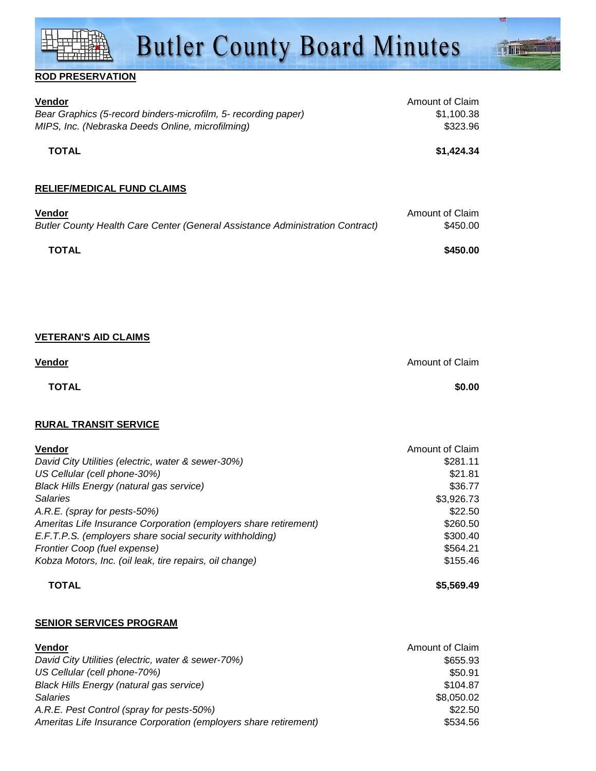**ROD PRESERVATION**

| **Vendor** | Amount of Claim |
|---|---|
| *Bear Graphics (5-record binders-microfilm, 5- recording paper)* | $1,100.38 |
| *MIPS, Inc. (Nebraska Deeds Online, microfilming)* | $323.96 |
| **TOTAL** | **$1,424.34** |

**RELIEF/MEDICAL FUND CLAIMS**

| **Vendor** | Amount of Claim |
|---|---|
| *Butler County Health Care Center (General Assistance Administration Contract)* | $450.00 |
| **TOTAL** | **$450.00** |

**VETERAN'S AID CLAIMS**

| **Vendor** | Amount of Claim |
|---|---|
| **TOTAL** | **$0.00** |

**RURAL TRANSIT SERVICE**

| **Vendor** | Amount of Claim |
|---|---|
| *David City Utilities (electric, water & sewer-30%)* | $281.11 |
| *US Cellular (cell phone-30%)* | $21.81 |
| *Black Hills Energy (natural gas service)* | $36.77 |
| *Salaries* | $3,926.73 |
| *A.R.E. (spray for pests-50%)* | $22.50 |
| *Ameritas Life Insurance Corporation (employers share retirement)* | $260.50 |
| *E.F.T.P.S. (employers share social security withholding)* | $300.40 |
| *Frontier Coop (fuel expense)* | $564.21 |
| *Kobza Motors, Inc. (oil leak, tire repairs, oil change)* | $155.46 |
| **TOTAL** | **$5,569.49** |

**SENIOR SERVICES PROGRAM**

| **Vendor** | Amount of Claim |
|---|---|
| *David City Utilities (electric, water & sewer-70%)* | $655.93 |
| *US Cellular (cell phone-70%)* | $50.91 |
| *Black Hills Energy (natural gas service)* | $104.87 |
| *Salaries* | $8,050.02 |
| *A.R.E. Pest Control (spray for pests-50%)* | $22.50 |
| *Ameritas Life Insurance Corporation (employers share retirement)* | $534.56 |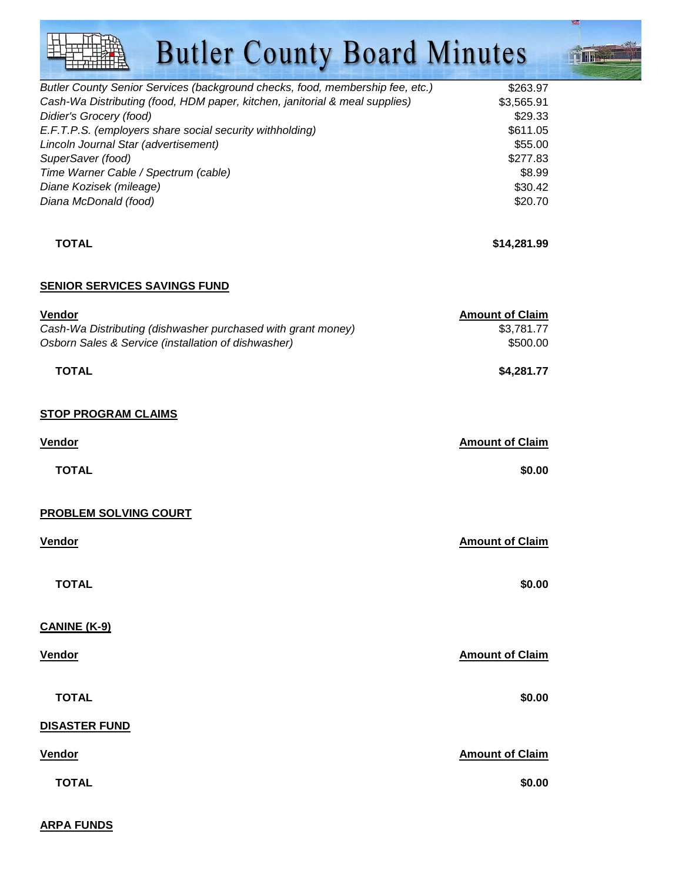| | |
|---|---|
| *Butler County Senior Services (background checks, food, membership fee, etc.)* | $263.97 |
| *Cash-Wa Distributing (food, HDM paper, kitchen, janitorial & meal supplies)* | $3,565.91 |
| *Didier's Grocery (food)* | $29.33 |
| *E.F.T.P.S. (employers share social security withholding)* | $611.05 |
| *Lincoln Journal Star (advertisement)* | $55.00 |
| *SuperSaver (food)* | $277.83 |
| *Time Warner Cable / Spectrum (cable)* | $8.99 |
| *Diane Kozisek (mileage)* | $30.42 |
| *Diana McDonald (food)* | $20.70 |
| **TOTAL** | **$14,281.99** |

## SENIOR SERVICES SAVINGS FUND

| Vendor | Amount of Claim |
|---|---|
| *Cash-Wa Distributing (dishwasher purchased with grant money)* | $3,781.77 |
| *Osborn Sales & Service (installation of dishwasher)* | $500.00 |
| **TOTAL** | **$4,281.77** |

## STOP PROGRAM CLAIMS

| Vendor | Amount of Claim |
|---|---|
| **TOTAL** | **$0.00** |

## PROBLEM SOLVING COURT

| Vendor | Amount of Claim |
|---|---|
| **TOTAL** | **$0.00** |

## CANINE (K-9)

| Vendor | Amount of Claim |
|---|---|
| **TOTAL** | **$0.00** |

## DISASTER FUND

| Vendor | Amount of Claim |
|---|---|
| **TOTAL** | **$0.00** |

## ARPA FUNDS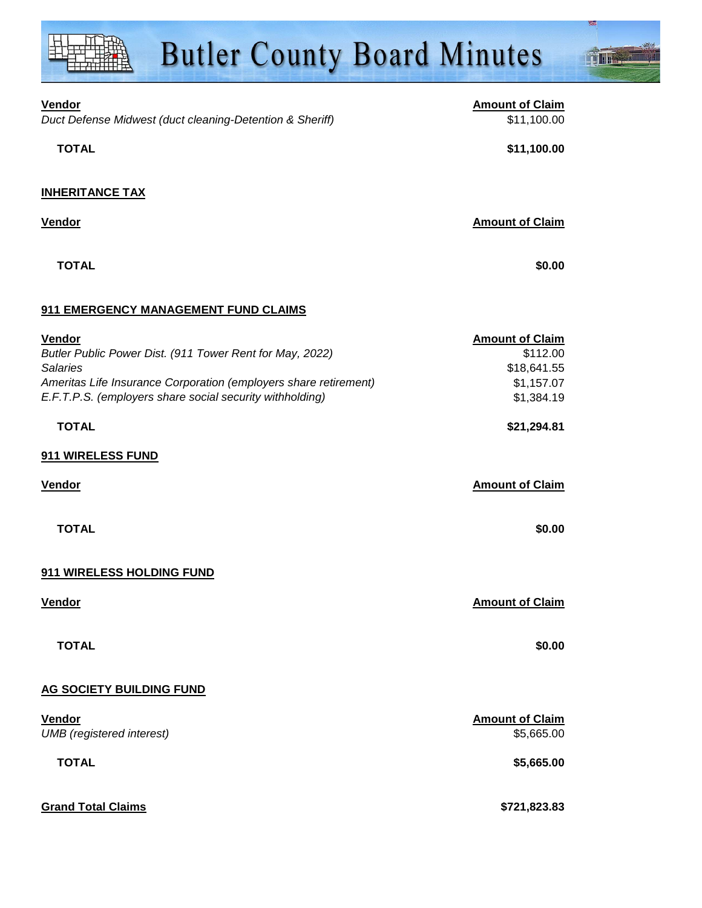| Vendor | Amount of Claim |
|---|---|
| *Duct Defense Midwest (duct cleaning-Detention & Sheriff)* | $11,100.00 |
| **TOTAL** | **$11,100.00** |

**INHERITANCE TAX**

| Vendor | Amount of Claim |
|---|---|
| **TOTAL** | **$0.00** |

**911 EMERGENCY MANAGEMENT FUND CLAIMS**

| Vendor | Amount of Claim |
|---|---|
| *Butler Public Power Dist. (911 Tower Rent for May, 2022)* | $112.00 |
| *Salaries* | $18,641.55 |
| *Ameritas Life Insurance Corporation (employers share retirement)* | $1,157.07 |
| *E.F.T.P.S. (employers share social security withholding)* | $1,384.19 |
| **TOTAL** | **$21,294.81** |

**911 WIRELESS FUND**

| Vendor | Amount of Claim |
|---|---|
| **TOTAL** | **$0.00** |

**911 WIRELESS HOLDING FUND**

| Vendor | Amount of Claim |
|---|---|
| **TOTAL** | **$0.00** |

**AG SOCIETY BUILDING FUND**

| Vendor | Amount of Claim |
|---|---|
| *UMB (registered interest)* | $5,665.00 |
| **TOTAL** | **$5,665.00** |

**Grand Total Claims** **$721,823.83**